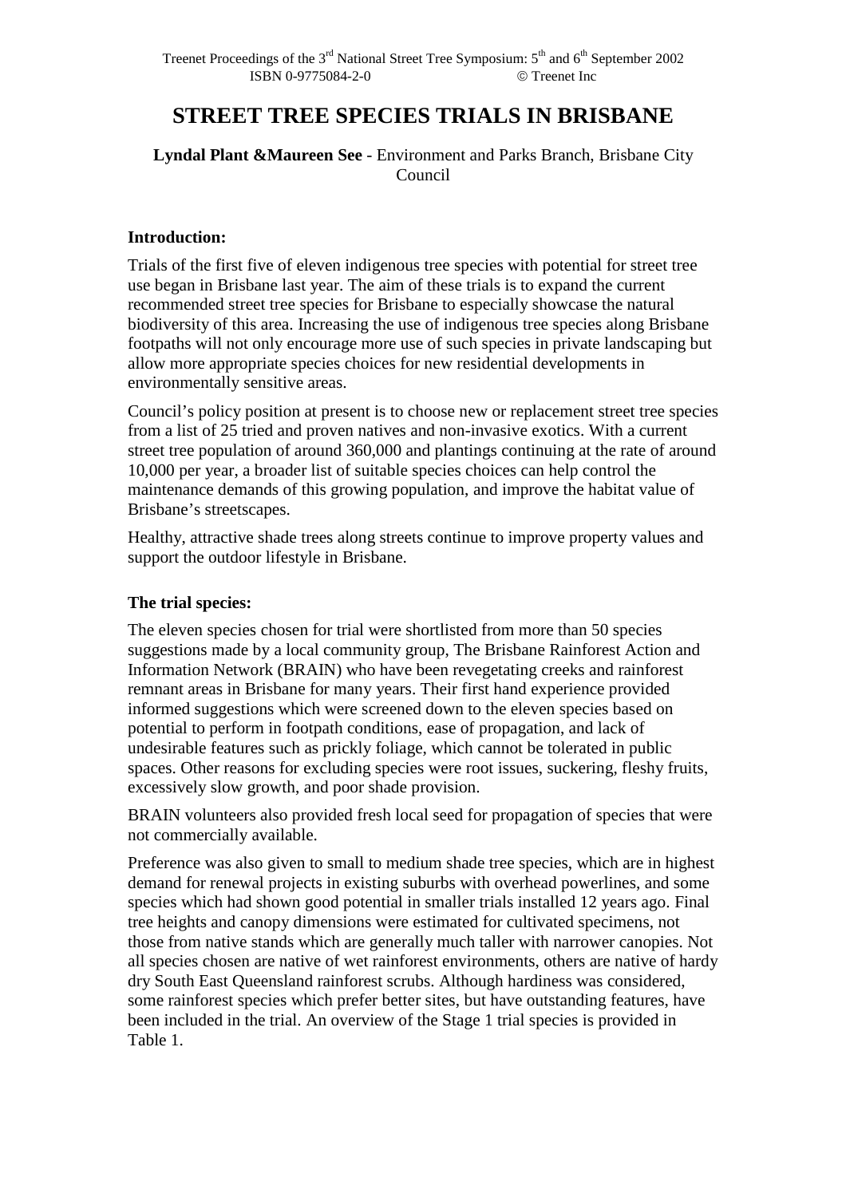# STREET TREE SPECIES TRIALS IN BRISBANE

**Lyndal Plant &Maureen See** - Environment and Parks Branch, Brisbane City Council

**Introduction:**

Trials of the first five of eleven indigenous tree species with potential for street tree use began in Brisbane last year. The aim of these trials is to expand the current recommended street tree species for Brisbane to especially showcase the natural biodiversity of this area. Increasing the use of indigenous tree species along Brisbane footpaths will not only encourage more use of such species in private landscaping but allow more appropriate species choices for new residential developments in environmentally sensitive areas.

Council's policy position at present is to choose new or replacement street tree species from a list of 25 tried and proven natives and non-invasive exotics. With a current street tree population of around 360,000 and plantings continuing at the rate of around 10,000 per year, a broader list of suitable species choices can help control the maintenance demands of this growing population, and improve the habitat value of Brisbane's streetscapes.

Healthy, attractive shade trees along streets continue to improve property values and support the outdoor lifestyle in Brisbane.

**The trial species:**

The eleven species chosen for trial were shortlisted from more than 50 species suggestions made by a local community group, The Brisbane Rainforest Action and Information Network (BRAIN) who have been revegetating creeks and rainforest remnant areas in Brisbane for many years. Their first hand experience provided informed suggestions which were screened down to the eleven species based on potential to perform in footpath conditions, ease of propagation, and lack of undesirable features such as prickly foliage, which cannot be tolerated in public spaces. Other reasons for excluding species were root issues, suckering, fleshy fruits, excessively slow growth, and poor shade provision.

BRAIN volunteers also provided fresh local seed for propagation of species that were not commercially available.

Preference was also given to small to medium shade tree species, which are in highest demand for renewal projects in existing suburbs with overhead powerlines, and some species which had shown good potential in smaller trials installed 12 years ago. Final tree heights and canopy dimensions were estimated for cultivated specimens, not those from native stands which are generally much taller with narrower canopies. Not all species chosen are native of wet rainforest environments, others are native of hardy dry South East Queensland rainforest scrubs. Although hardiness was considered, some rainforest species which prefer better sites, but have outstanding features, have been included in the trial. An overview of the Stage 1 trial species is provided in Table 1.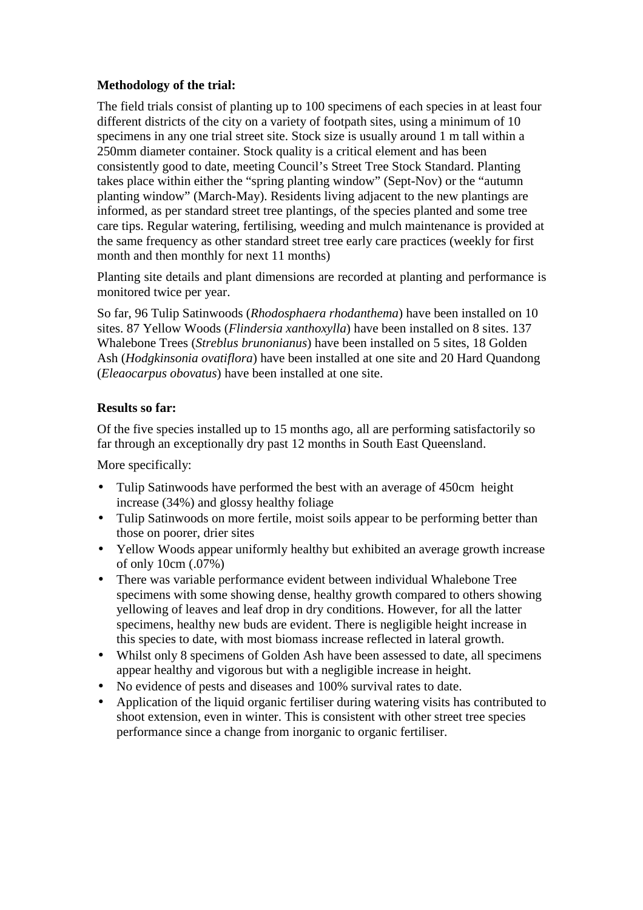**Methodology of the trial:**

The field trials consist of planting up to 100 specimens of each species in at least four different districts of the city on a variety of footpath sites, using a minimum of 10 specimens in any one trial street site. Stock size is usually around 1 m tall within a 250mm diameter container. Stock quality is a critical element and has been consistently good to date, meeting Council's Street Tree Stock Standard. Planting takes place within either the "spring planting window" (Sept-Nov) or the "autumn planting window" (March-May). Residents living adjacent to the new plantings are informed, as per standard street tree plantings, of the species planted and some tree care tips. Regular watering, fertilising, weeding and mulch maintenance is provided at the same frequency as other standard street tree early care practices (weekly for first month and then monthly for next 11 months)

Planting site details and plant dimensions are recorded at planting and performance is monitored twice per year.

So far, 96 Tulip Satinwoods (*Rhodosphaera rhodanthema*) have been installed on 10 sites. 87 Yellow Woods (*Flindersia xanthoxylla*) have been installed on 8 sites. 137 Whalebone Trees (*Streblus brunonianus*) have been installed on 5 sites, 18 Golden Ash (*Hodgkinsonia ovatiflora*) have been installed at one site and 20 Hard Quandong (*Eleaocarpus obovatus*) have been installed at one site.

**Results so far:**

Of the five species installed up to 15 months ago, all are performing satisfactorily so far through an exceptionally dry past 12 months in South East Queensland.

More specifically:

- Tulip Satinwoods have performed the best with an average of 450cm height increase (34%) and glossy healthy foliage
- Tulip Satinwoods on more fertile, moist soils appear to be performing better than those on poorer, drier sites
- Yellow Woods appear uniformly healthy but exhibited an average growth increase of only 10cm (.07%)
- There was variable performance evident between individual Whalebone Tree specimens with some showing dense, healthy growth compared to others showing yellowing of leaves and leaf drop in dry conditions. However, for all the latter specimens, healthy new buds are evident. There is negligible height increase in this species to date, with most biomass increase reflected in lateral growth.
- Whilst only 8 specimens of Golden Ash have been assessed to date, all specimens appear healthy and vigorous but with a negligible increase in height.
- No evidence of pests and diseases and 100% survival rates to date.
- Application of the liquid organic fertiliser during watering visits has contributed to shoot extension, even in winter. This is consistent with other street tree species performance since a change from inorganic to organic fertiliser.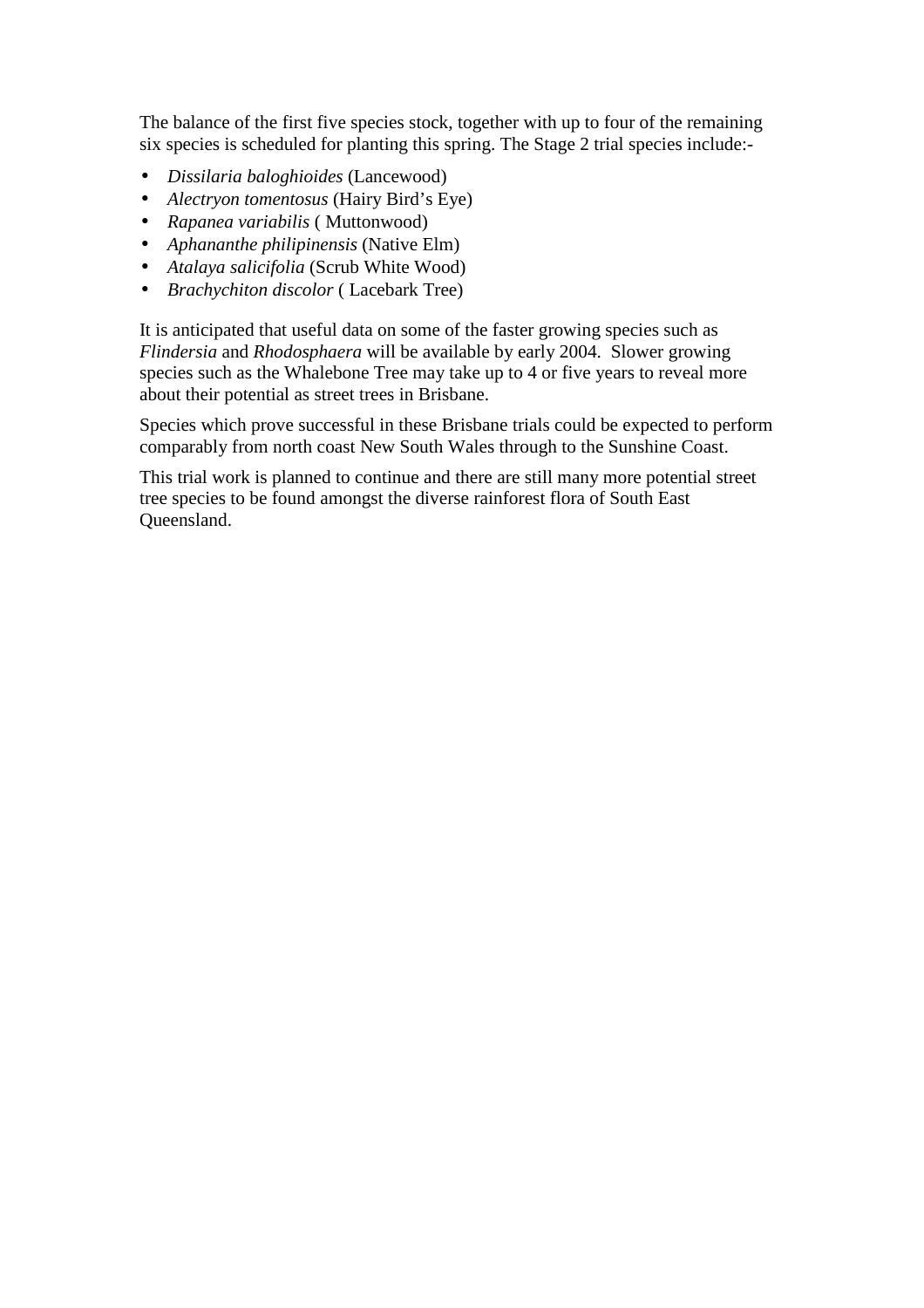The balance of the first five species stock, together with up to four of the remaining six species is scheduled for planting this spring. The Stage 2 trial species include:-

- *Dissilaria baloghioides* (Lancewood)
- *Alectryon tomentosus* (Hairy Bird's Eye)
- *Rapanea variabilis* ( Muttonwood)
- *Aphananthe philipinensis* (Native Elm)
- *Atalaya salicifolia* (Scrub White Wood)
- *Brachychiton discolor* ( Lacebark Tree)

It is anticipated that useful data on some of the faster growing species such as *Flindersia* and *Rhodosphaera* will be available by early 2004. Slower growing species such as the Whalebone Tree may take up to 4 or five years to reveal more about their potential as street trees in Brisbane.

Species which prove successful in these Brisbane trials could be expected to perform comparably from north coast New South Wales through to the Sunshine Coast.

This trial work is planned to continue and there are still many more potential street tree species to be found amongst the diverse rainforest flora of South East Queensland.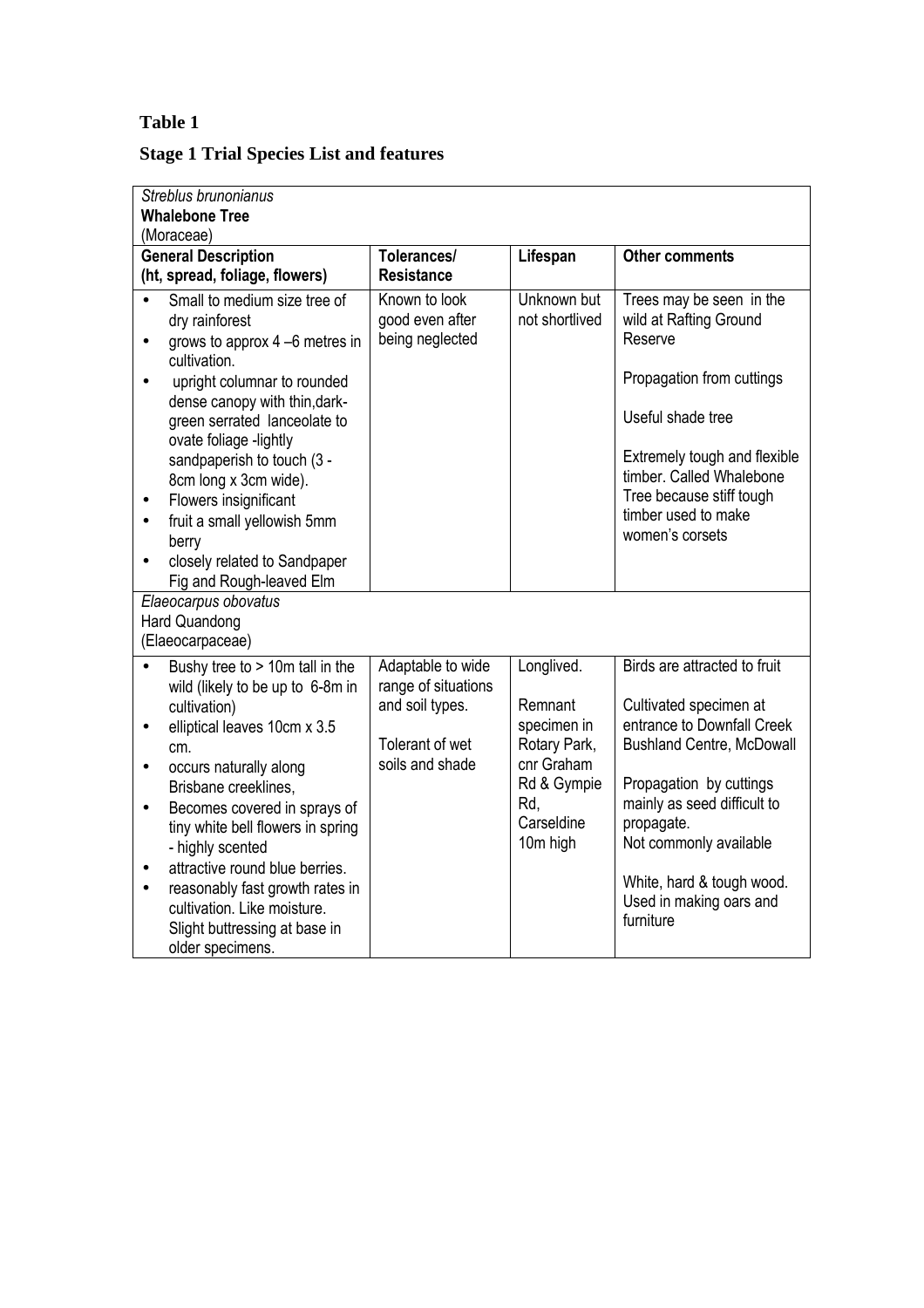**Table 1**

**Stage 1 Trial Species List and features**

| *Streblus brunonianus*<br>**Whalebone Tree**<br>(Moraceae) | | | |
|---|---|---|---|
| **General Description (ht, spread, foliage, flowers)** | **Tolerances/ Resistance** | **Lifespan** | **Other comments** |
| • Small to medium size tree of dry rainforest<br>• grows to approx 4 –6 metres in cultivation.<br>• upright columnar to rounded dense canopy with thin,dark-green serrated lanceolate to ovate foliage -lightly sandpaperish to touch (3 - 8cm long x 3cm wide).<br>• Flowers insignificant<br>• fruit a small yellowish 5mm berry<br>• closely related to Sandpaper Fig and Rough-leaved Elm | Known to look good even after being neglected | Unknown but not shortlived | Trees may be seen in the wild at Rafting Ground Reserve<br><br>Propagation from cuttings<br><br>Useful shade tree<br><br>Extremely tough and flexible timber. Called Whalebone Tree because stiff tough timber used to make women's corsets |
| *Elaeocarpus obovatus*<br>Hard Quandong<br>(Elaeocarpaceae) | | | |
| • Bushy tree to > 10m tall in the wild (likely to be up to 6-8m in cultivation)<br>• elliptical leaves 10cm x 3.5 cm.<br>• occurs naturally along Brisbane creeklines,<br>• Becomes covered in sprays of tiny white bell flowers in spring - highly scented<br>• attractive round blue berries.<br>• reasonably fast growth rates in cultivation. Like moisture. Slight buttressing at base in older specimens. | Adaptable to wide range of situations and soil types.<br><br>Tolerant of wet soils and shade | Longlived.<br><br>Remnant specimen in Rotary Park, cnr Graham Rd & Gympie Rd, Carseldine 10m high | Birds are attracted to fruit<br><br>Cultivated specimen at entrance to Downfall Creek Bushland Centre, McDowall<br><br>Propagation by cuttings mainly as seed difficult to propagate.<br>Not commonly available<br><br>White, hard & tough wood. Used in making oars and furniture |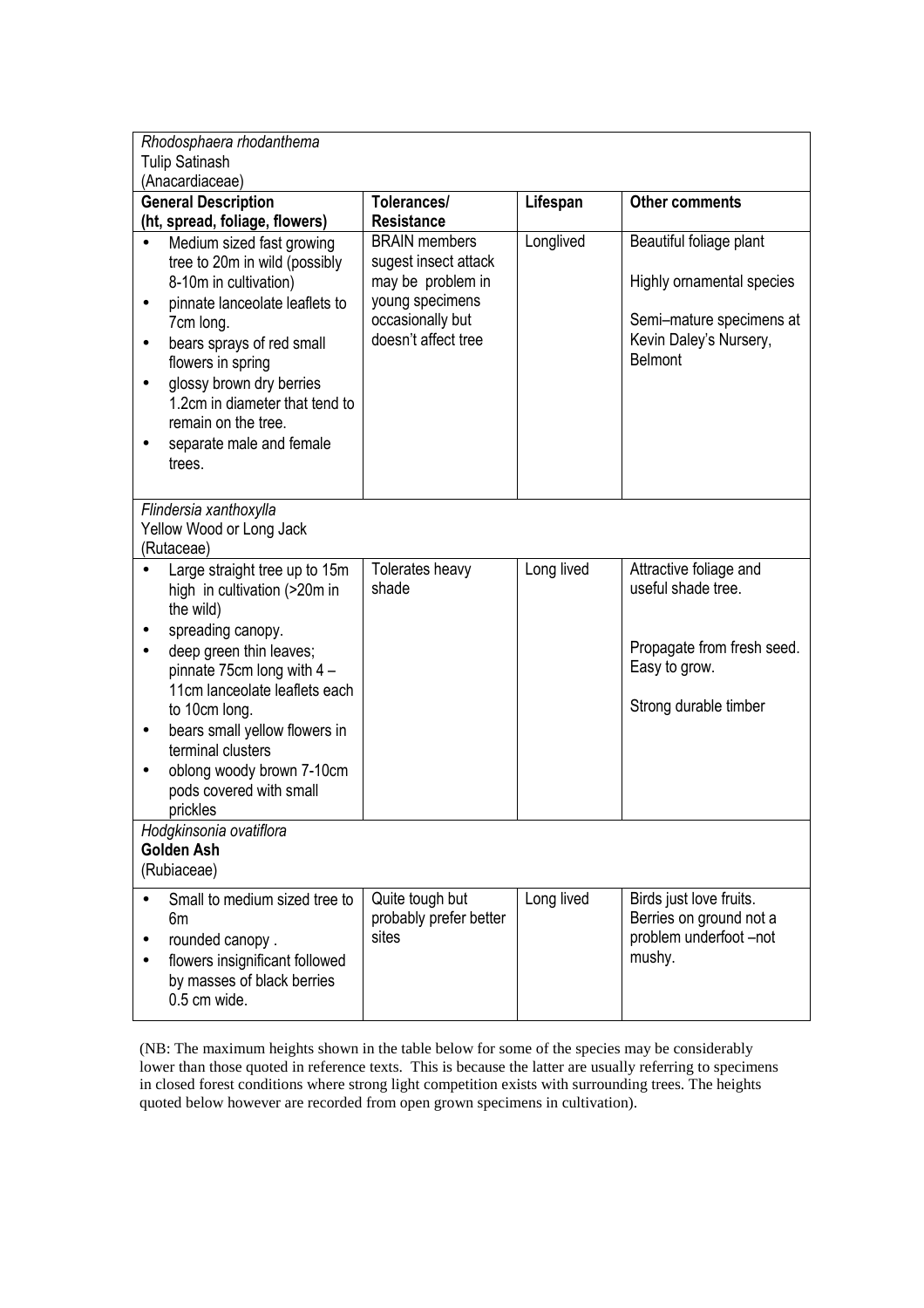| General Description (ht, spread, foliage, flowers) | Tolerances/ Resistance | Lifespan | Other comments |
|---|---|---|---|
| *Rhodosphaera rhodanthema*<br>Tulip Satinash<br>(Anacardiaceae) | | | |
| • Medium sized fast growing tree to 20m in wild (possibly 8-10m in cultivation)<br>• pinnate lanceolate leaflets to 7cm long.<br>• bears sprays of red small flowers in spring<br>• glossy brown dry berries 1.2cm in diameter that tend to remain on the tree.<br>• separate male and female trees. | BRAIN members sugest insect attack may be problem in young specimens occasionally but doesn't affect tree | Longlived | Beautiful foliage plant<br><br>Highly ornamental species<br><br>Semi–mature specimens at Kevin Daley's Nursery, Belmont |
| *Flindersia xanthoxylla*<br>Yellow Wood or Long Jack<br>(Rutaceae) | | | |
| • Large straight tree up to 15m high in cultivation (>20m in the wild)<br>• spreading canopy.<br>• deep green thin leaves; pinnate 75cm long with 4 – 11cm lanceolate leaflets each to 10cm long.<br>• bears small yellow flowers in terminal clusters<br>• oblong woody brown 7-10cm pods covered with small prickles | Tolerates heavy shade | Long lived | Attractive foliage and useful shade tree.<br><br>Propagate from fresh seed. Easy to grow.<br><br>Strong durable timber |
| *Hodgkinsonia ovatiflora*<br>**Golden Ash**<br>(Rubiaceae) | | | |
| • Small to medium sized tree to 6m<br>• rounded canopy .<br>• flowers insignificant followed by masses of black berries 0.5 cm wide. | Quite tough but probably prefer better sites | Long lived | Birds just love fruits. Berries on ground not a problem underfoot –not mushy. |

(NB: The maximum heights shown in the table below for some of the species may be considerably lower than those quoted in reference texts. This is because the latter are usually referring to specimens in closed forest conditions where strong light competition exists with surrounding trees. The heights quoted below however are recorded from open grown specimens in cultivation).